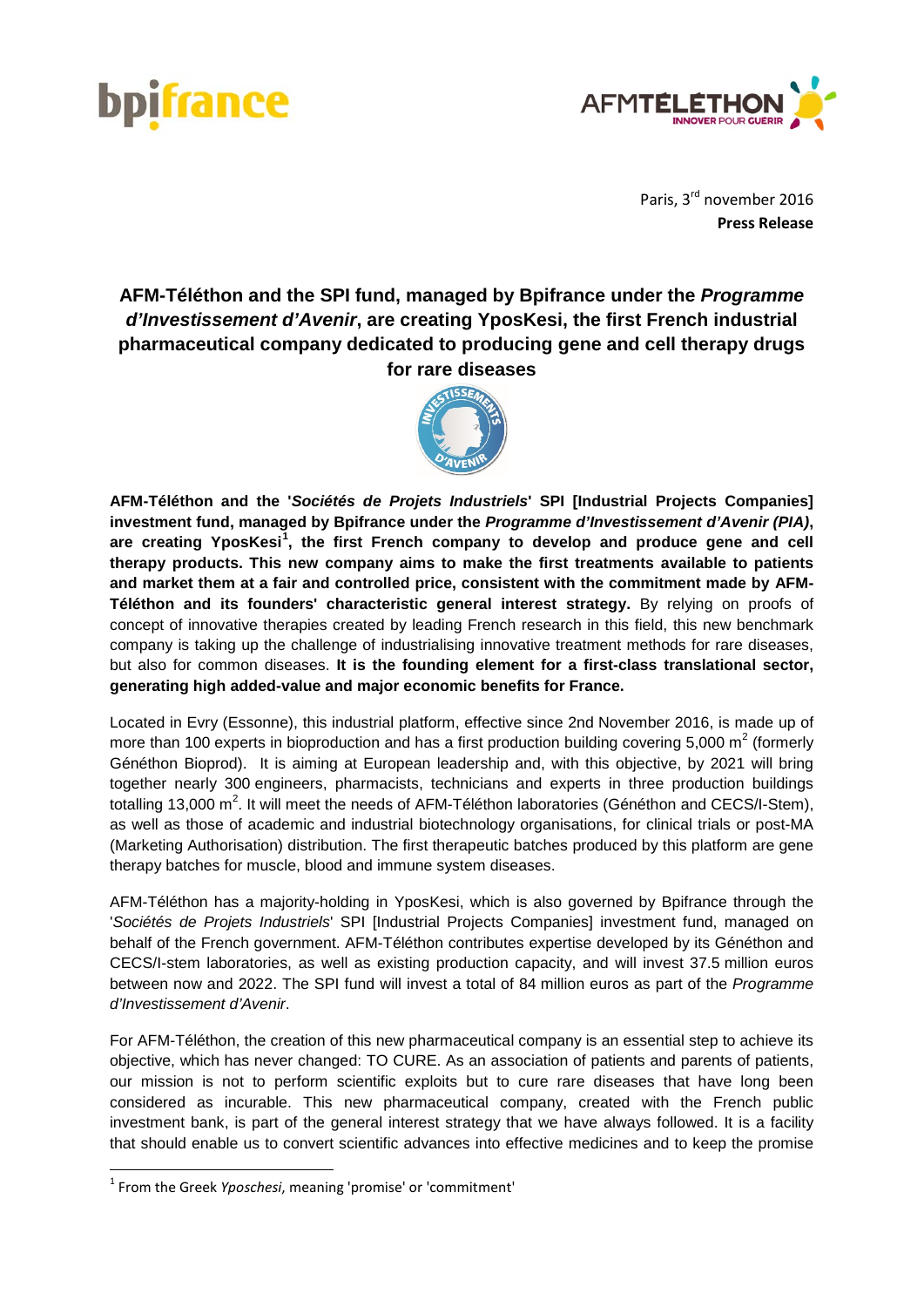Paris, 3rd november 2016
**Press Release**

# AFM-Téléthon and the SPI fund, managed by Bpifrance under the *Programme d'Investissement d'Avenir*, are creating YposKesi, the first French industrial pharmaceutical company dedicated to producing gene and cell therapy drugs for rare diseases

**AFM-Téléthon and the '*Sociétés de Projets Industriels*' SPI [Industrial Projects Companies] investment fund, managed by Bpifrance under the *Programme d'Investissement d'Avenir (PIA)*, are creating YposKesi[1], the first French company to develop and produce gene and cell therapy products. This new company aims to make the first treatments available to patients and market them at a fair and controlled price, consistent with the commitment made by AFM-Téléthon and its founders' characteristic general interest strategy.** By relying on proofs of concept of innovative therapies created by leading French research in this field, this new benchmark company is taking up the challenge of industrialising innovative treatment methods for rare diseases, but also for common diseases. **It is the founding element for a first-class translational sector, generating high added-value and major economic benefits for France.**

Located in Evry (Essonne), this industrial platform, effective since 2nd November 2016, is made up of more than 100 experts in bioproduction and has a first production building covering 5,000 $m^2$ (formerly Généthon Bioprod). It is aiming at European leadership and, with this objective, by 2021 will bring together nearly 300 engineers, pharmacists, technicians and experts in three production buildings totalling 13,000 $m^2$. It will meet the needs of AFM-Téléthon laboratories (Généthon and CECS/I-Stem), as well as those of academic and industrial biotechnology organisations, for clinical trials or post-MA (Marketing Authorisation) distribution. The first therapeutic batches produced by this platform are gene therapy batches for muscle, blood and immune system diseases.

AFM-Téléthon has a majority-holding in YposKesi, which is also governed by Bpifrance through the '*Sociétés de Projets Industriels*' SPI [Industrial Projects Companies] investment fund, managed on behalf of the French government. AFM-Téléthon contributes expertise developed by its Généthon and CECS/I-stem laboratories, as well as existing production capacity, and will invest 37.5 million euros between now and 2022. The SPI fund will invest a total of 84 million euros as part of the *Programme d'Investissement d'Avenir*.

For AFM-Téléthon, the creation of this new pharmaceutical company is an essential step to achieve its objective, which has never changed: TO CURE. As an association of patients and parents of patients, our mission is not to perform scientific exploits but to cure rare diseases that have long been considered as incurable. This new pharmaceutical company, created with the French public investment bank, is part of the general interest strategy that we have always followed. It is a facility that should enable us to convert scientific advances into effective medicines and to keep the promise

[1] From the Greek *Yposchesi*, meaning 'promise' or 'commitment'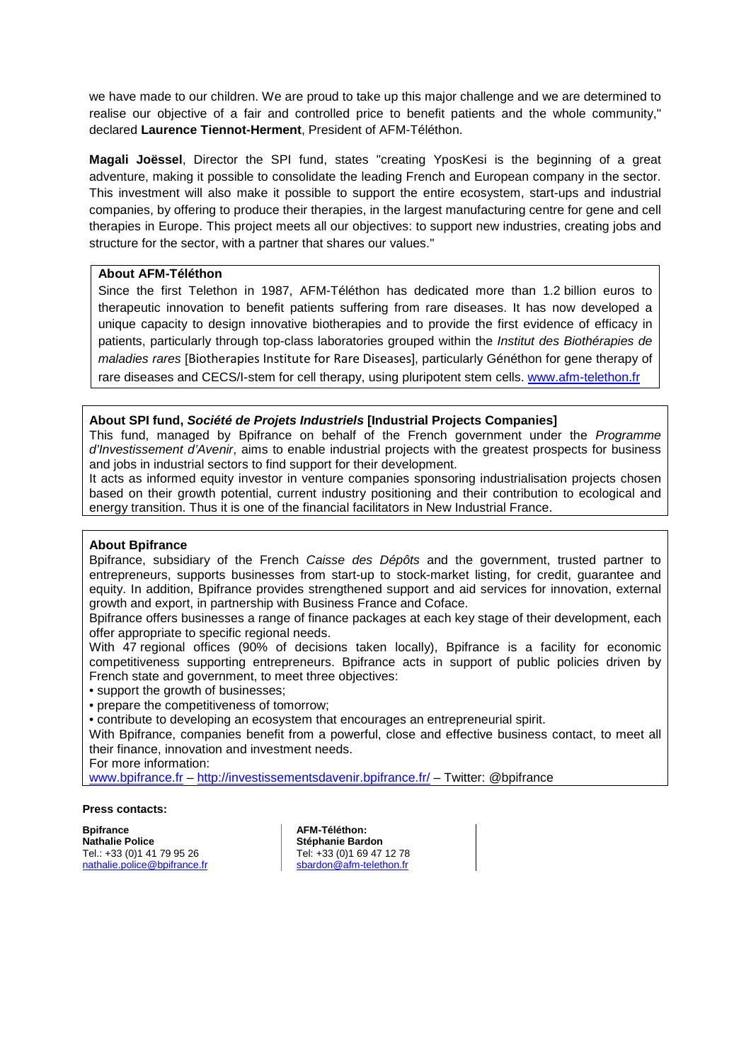we have made to our children. We are proud to take up this major challenge and we are determined to realise our objective of a fair and controlled price to benefit patients and the whole community," declared **Laurence Tiennot-Herment**, President of AFM-Téléthon.

**Magali Joëssel**, Director the SPI fund, states "creating YposKesi is the beginning of a great adventure, making it possible to consolidate the leading French and European company in the sector. This investment will also make it possible to support the entire ecosystem, start-ups and industrial companies, by offering to produce their therapies, in the largest manufacturing centre for gene and cell therapies in Europe. This project meets all our objectives: to support new industries, creating jobs and structure for the sector, with a partner that shares our values."

**About AFM-Téléthon**

Since the first Telethon in 1987, AFM-Téléthon has dedicated more than 1.2 billion euros to therapeutic innovation to benefit patients suffering from rare diseases. It has now developed a unique capacity to design innovative biotherapies and to provide the first evidence of efficacy in patients, particularly through top-class laboratories grouped within the *Institut des Biothérapies de maladies rares* [Biotherapies Institute for Rare Diseases], particularly Généthon for gene therapy of rare diseases and CECS/I-stem for cell therapy, using pluripotent stem cells. www.afm-telethon.fr

**About SPI fund, *Société de Projets Industriels* [Industrial Projects Companies]**

This fund, managed by Bpifrance on behalf of the French government under the *Programme d'Investissement d'Avenir*, aims to enable industrial projects with the greatest prospects for business and jobs in industrial sectors to find support for their development.

It acts as informed equity investor in venture companies sponsoring industrialisation projects chosen based on their growth potential, current industry positioning and their contribution to ecological and energy transition. Thus it is one of the financial facilitators in New Industrial France.

**About Bpifrance**

Bpifrance, subsidiary of the French *Caisse des Dépôts* and the government, trusted partner to entrepreneurs, supports businesses from start-up to stock-market listing, for credit, guarantee and equity. In addition, Bpifrance provides strengthened support and aid services for innovation, external growth and export, in partnership with Business France and Coface.

Bpifrance offers businesses a range of finance packages at each key stage of their development, each offer appropriate to specific regional needs.

With 47 regional offices (90% of decisions taken locally), Bpifrance is a facility for economic competitiveness supporting entrepreneurs. Bpifrance acts in support of public policies driven by French state and government, to meet three objectives:

- support the growth of businesses;
- prepare the competitiveness of tomorrow;
- contribute to developing an ecosystem that encourages an entrepreneurial spirit.

With Bpifrance, companies benefit from a powerful, close and effective business contact, to meet all their finance, innovation and investment needs.

For more information:
www.bpifrance.fr – http://investissementsdavenir.bpifrance.fr/ – Twitter: @bpifrance

**Press contacts:**

**Bpifrance**
**Nathalie Police**
Tel.: +33 (0)1 41 79 95 26
nathalie.police@bpifrance.fr

**AFM-Téléthon:**
**Stéphanie Bardon**
Tel: +33 (0)1 69 47 12 78
sbardon@afm-telethon.fr